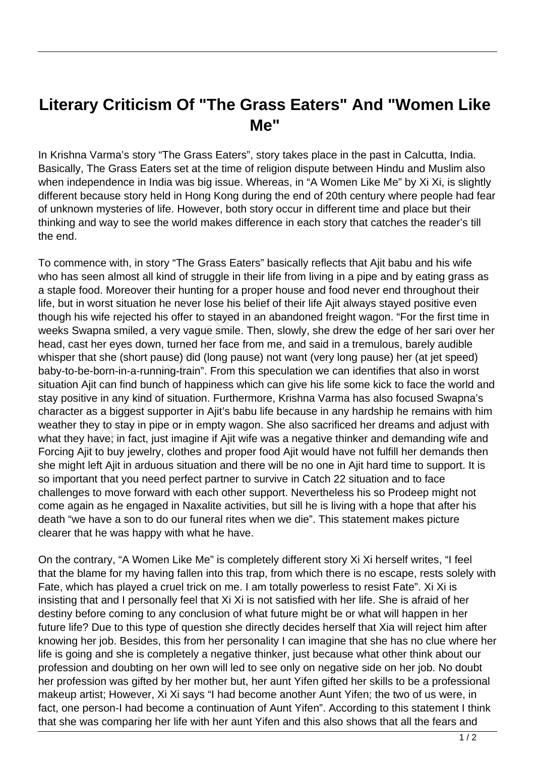# Literary Criticism Of "The Grass Eaters" And "Women Like Me"

In Krishna Varma's story "The Grass Eaters", story takes place in the past in Calcutta, India. Basically, The Grass Eaters set at the time of religion dispute between Hindu and Muslim also when independence in India was big issue. Whereas, in "A Women Like Me" by Xi Xi, is slightly different because story held in Hong Kong during the end of 20th century where people had fear of unknown mysteries of life. However, both story occur in different time and place but their thinking and way to see the world makes difference in each story that catches the reader's till the end.

To commence with, in story "The Grass Eaters" basically reflects that Ajit babu and his wife who has seen almost all kind of struggle in their life from living in a pipe and by eating grass as a staple food. Moreover their hunting for a proper house and food never end throughout their life, but in worst situation he never lose his belief of their life Ajit always stayed positive even though his wife rejected his offer to stayed in an abandoned freight wagon. "For the first time in weeks Swapna smiled, a very vague smile. Then, slowly, she drew the edge of her sari over her head, cast her eyes down, turned her face from me, and said in a tremulous, barely audible whisper that she (short pause) did (long pause) not want (very long pause) her (at jet speed) baby-to-be-born-in-a-running-train". From this speculation we can identifies that also in worst situation Ajit can find bunch of happiness which can give his life some kick to face the world and stay positive in any kind of situation. Furthermore, Krishna Varma has also focused Swapna's character as a biggest supporter in Ajit's babu life because in any hardship he remains with him weather they to stay in pipe or in empty wagon. She also sacrificed her dreams and adjust with what they have; in fact, just imagine if Ajit wife was a negative thinker and demanding wife and Forcing Ajit to buy jewelry, clothes and proper food Ajit would have not fulfill her demands then she might left Ajit in arduous situation and there will be no one in Ajit hard time to support. It is so important that you need perfect partner to survive in Catch 22 situation and to face challenges to move forward with each other support. Nevertheless his so Prodeep might not come again as he engaged in Naxalite activities, but sill he is living with a hope that after his death "we have a son to do our funeral rites when we die". This statement makes picture clearer that he was happy with what he have.

On the contrary, "A Women Like Me" is completely different story Xi Xi herself writes, "I feel that the blame for my having fallen into this trap, from which there is no escape, rests solely with Fate, which has played a cruel trick on me. I am totally powerless to resist Fate". Xi Xi is insisting that and I personally feel that Xi Xi is not satisfied with her life. She is afraid of her destiny before coming to any conclusion of what future might be or what will happen in her future life? Due to this type of question she directly decides herself that Xia will reject him after knowing her job. Besides, this from her personality I can imagine that she has no clue where her life is going and she is completely a negative thinker, just because what other think about our profession and doubting on her own will led to see only on negative side on her job. No doubt her profession was gifted by her mother but, her aunt Yifen gifted her skills to be a professional makeup artist; However, Xi Xi says "I had become another Aunt Yifen; the two of us were, in fact, one person-I had become a continuation of Aunt Yifen". According to this statement I think that she was comparing her life with her aunt Yifen and this also shows that all the fears and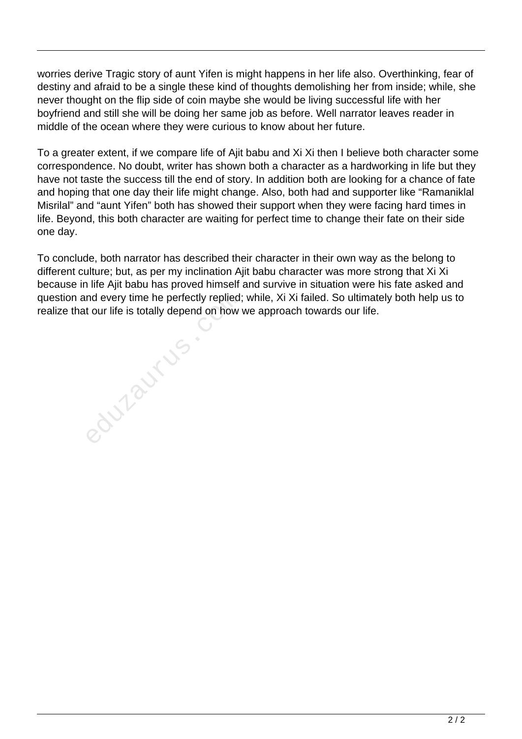worries derive Tragic story of aunt Yifen is might happens in her life also. Overthinking, fear of destiny and afraid to be a single these kind of thoughts demolishing her from inside; while, she never thought on the flip side of coin maybe she would be living successful life with her boyfriend and still she will be doing her same job as before. Well narrator leaves reader in middle of the ocean where they were curious to know about her future.

To a greater extent, if we compare life of Ajit babu and Xi Xi then I believe both character some correspondence. No doubt, writer has shown both a character as a hardworking in life but they have not taste the success till the end of story. In addition both are looking for a chance of fate and hoping that one day their life might change. Also, both had and supporter like "Ramaniklal Misrilal" and "aunt Yifen" both has showed their support when they were facing hard times in life. Beyond, this both character are waiting for perfect time to change their fate on their side one day.

To conclude, both narrator has described their character in their own way as the belong to different culture; but, as per my inclination Ajit babu character was more strong that Xi Xi because in life Ajit babu has proved himself and survive in situation were his fate asked and question and every time he perfectly replied; while, Xi Xi failed. So ultimately both help us to realize that our life is totally depend on how we approach towards our life.